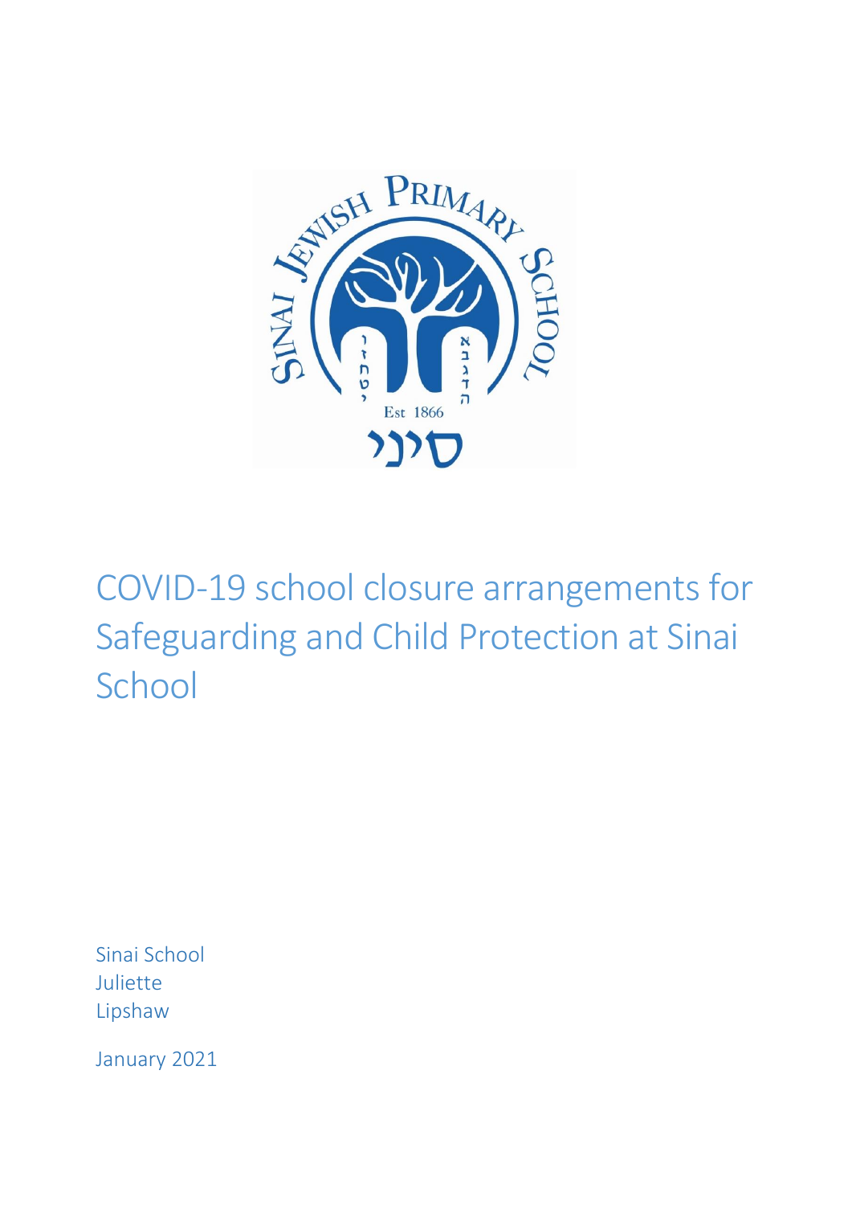# COVID-19 school closure arrangements for Safeguarding and Child Protection at Sinai School

Sinai School
Juliette
Lipshaw

January 2021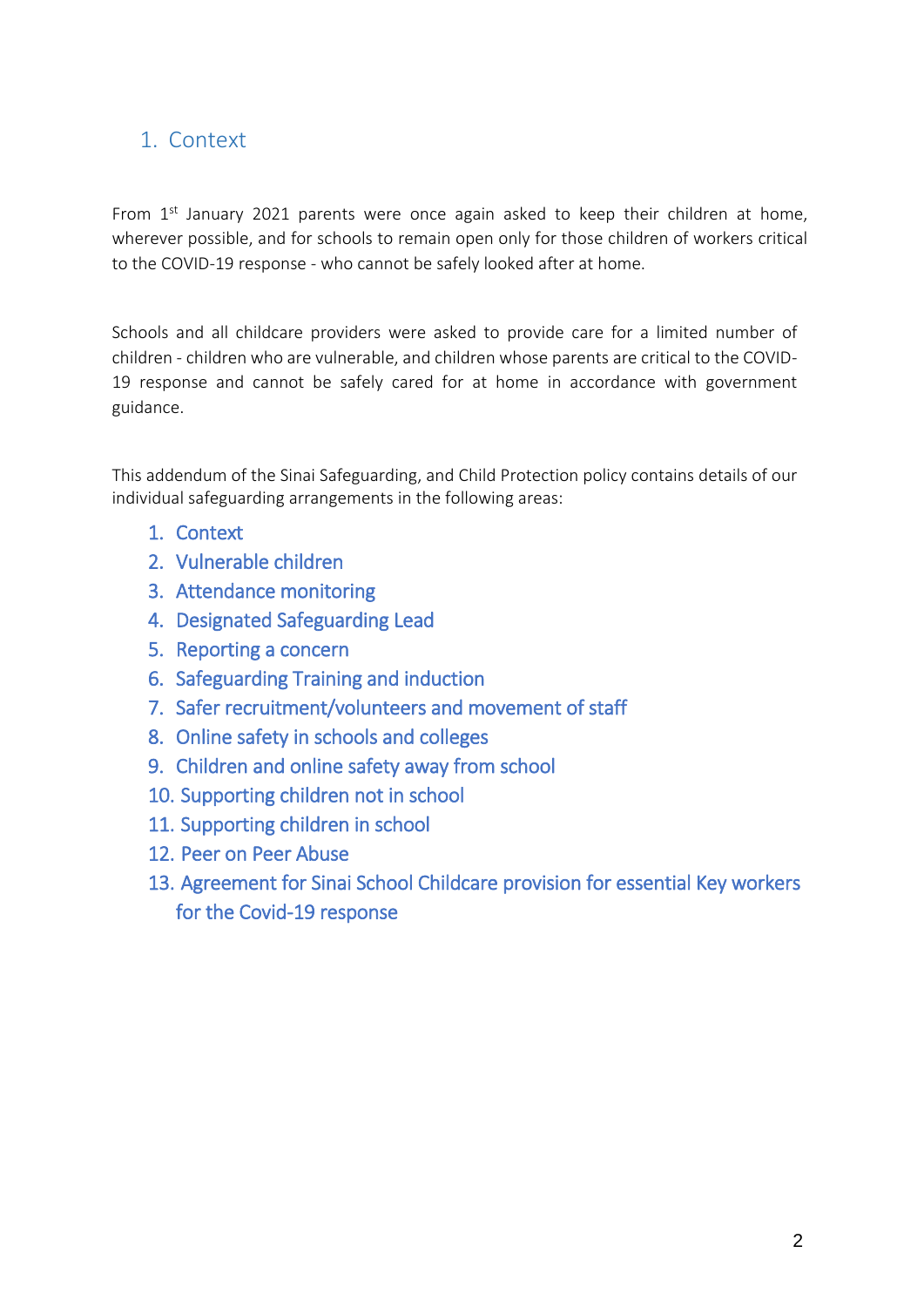## 1. Context

From 1st January 2021 parents were once again asked to keep their children at home, wherever possible, and for schools to remain open only for those children of workers critical to the COVID-19 response - who cannot be safely looked after at home.

Schools and all childcare providers were asked to provide care for a limited number of children - children who are vulnerable, and children whose parents are critical to the COVID-19 response and cannot be safely cared for at home in accordance with government guidance.

This addendum of the Sinai Safeguarding, and Child Protection policy contains details of our individual safeguarding arrangements in the following areas:

1. Context
2. Vulnerable children
3. Attendance monitoring
4. Designated Safeguarding Lead
5. Reporting a concern
6. Safeguarding Training and induction
7. Safer recruitment/volunteers and movement of staff
8. Online safety in schools and colleges
9. Children and online safety away from school
10. Supporting children not in school
11. Supporting children in school
12. Peer on Peer Abuse
13. Agreement for Sinai School Childcare provision for essential Key workers for the Covid-19 response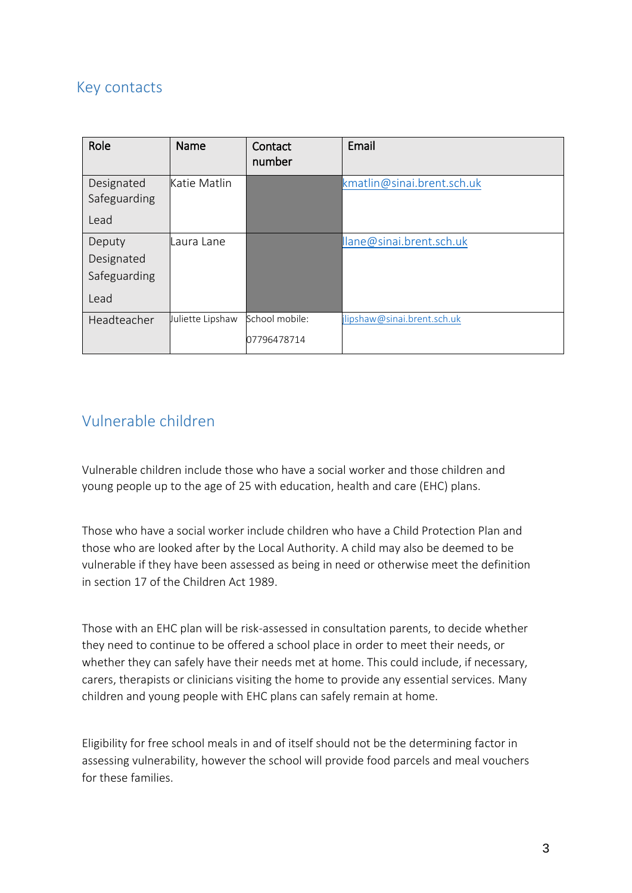## Key contacts

| Role | Name | Contact number | Email |
|---|---|---|---|
| Designated Safeguarding Lead | Katie Matlin | | kmatlin@sinai.brent.sch.uk |
| Deputy Designated Safeguarding Lead | Laura Lane | | llane@sinai.brent.sch.uk |
| Headteacher | Juliette Lipshaw | School mobile: 07796478714 | jlipshaw@sinai.brent.sch.uk |

## Vulnerable children

Vulnerable children include those who have a social worker and those children and young people up to the age of 25 with education, health and care (EHC) plans.

Those who have a social worker include children who have a Child Protection Plan and those who are looked after by the Local Authority. A child may also be deemed to be vulnerable if they have been assessed as being in need or otherwise meet the definition in section 17 of the Children Act 1989.

Those with an EHC plan will be risk-assessed in consultation parents, to decide whether they need to continue to be offered a school place in order to meet their needs, or whether they can safely have their needs met at home. This could include, if necessary, carers, therapists or clinicians visiting the home to provide any essential services. Many children and young people with EHC plans can safely remain at home.

Eligibility for free school meals in and of itself should not be the determining factor in assessing vulnerability, however the school will provide food parcels and meal vouchers for these families.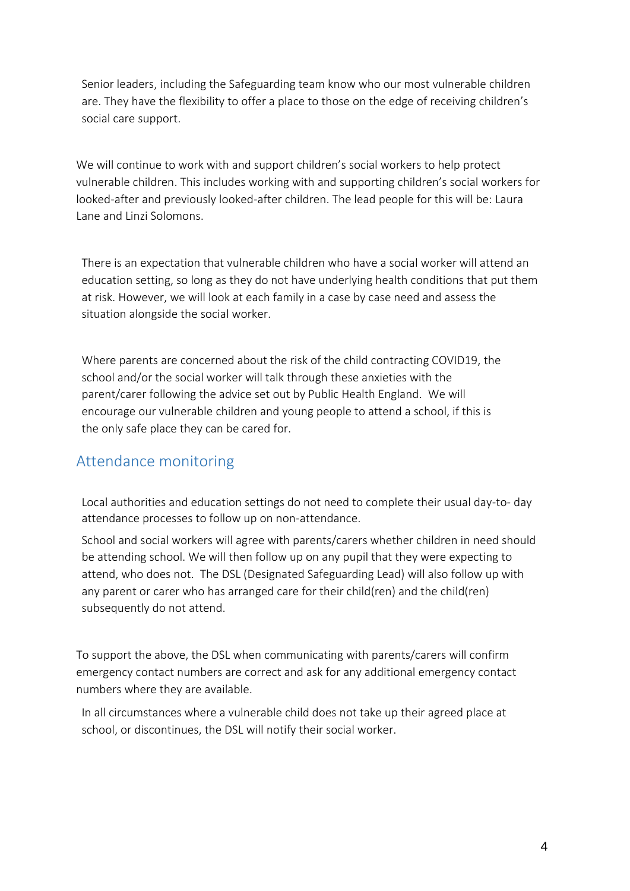Senior leaders, including the Safeguarding team know who our most vulnerable children are. They have the flexibility to offer a place to those on the edge of receiving children's social care support.

We will continue to work with and support children's social workers to help protect vulnerable children. This includes working with and supporting children's social workers for looked-after and previously looked-after children. The lead people for this will be: Laura Lane and Linzi Solomons.

There is an expectation that vulnerable children who have a social worker will attend an education setting, so long as they do not have underlying health conditions that put them at risk. However, we will look at each family in a case by case need and assess the situation alongside the social worker.

Where parents are concerned about the risk of the child contracting COVID19, the school and/or the social worker will talk through these anxieties with the parent/carer following the advice set out by Public Health England. We will encourage our vulnerable children and young people to attend a school, if this is the only safe place they can be cared for.

## Attendance monitoring

Local authorities and education settings do not need to complete their usual day-to- day attendance processes to follow up on non-attendance.

School and social workers will agree with parents/carers whether children in need should be attending school. We will then follow up on any pupil that they were expecting to attend, who does not. The DSL (Designated Safeguarding Lead) will also follow up with any parent or carer who has arranged care for their child(ren) and the child(ren) subsequently do not attend.

To support the above, the DSL when communicating with parents/carers will confirm emergency contact numbers are correct and ask for any additional emergency contact numbers where they are available.

In all circumstances where a vulnerable child does not take up their agreed place at school, or discontinues, the DSL will notify their social worker.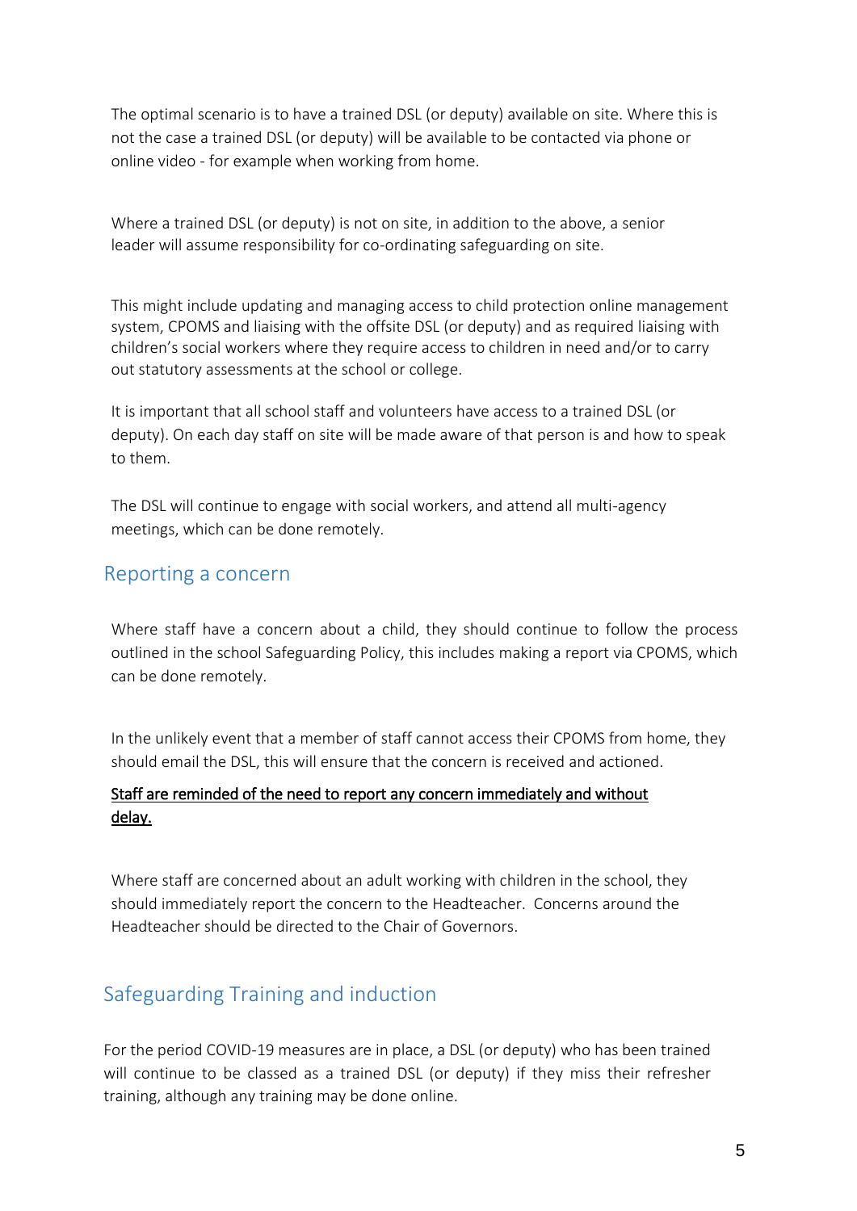The optimal scenario is to have a trained DSL (or deputy) available on site. Where this is not the case a trained DSL (or deputy) will be available to be contacted via phone or online video - for example when working from home.

Where a trained DSL (or deputy) is not on site, in addition to the above, a senior leader will assume responsibility for co-ordinating safeguarding on site.

This might include updating and managing access to child protection online management system, CPOMS and liaising with the offsite DSL (or deputy) and as required liaising with children's social workers where they require access to children in need and/or to carry out statutory assessments at the school or college.

It is important that all school staff and volunteers have access to a trained DSL (or deputy). On each day staff on site will be made aware of that person is and how to speak to them.

The DSL will continue to engage with social workers, and attend all multi-agency meetings, which can be done remotely.

## Reporting a concern

Where staff have a concern about a child, they should continue to follow the process outlined in the school Safeguarding Policy, this includes making a report via CPOMS, which can be done remotely.

In the unlikely event that a member of staff cannot access their CPOMS from home, they should email the DSL, this will ensure that the concern is received and actioned.

<u>Staff are reminded of the need to report any concern immediately and without delay.</u>

Where staff are concerned about an adult working with children in the school, they should immediately report the concern to the Headteacher. Concerns around the Headteacher should be directed to the Chair of Governors.

## Safeguarding Training and induction

For the period COVID-19 measures are in place, a DSL (or deputy) who has been trained will continue to be classed as a trained DSL (or deputy) if they miss their refresher training, although any training may be done online.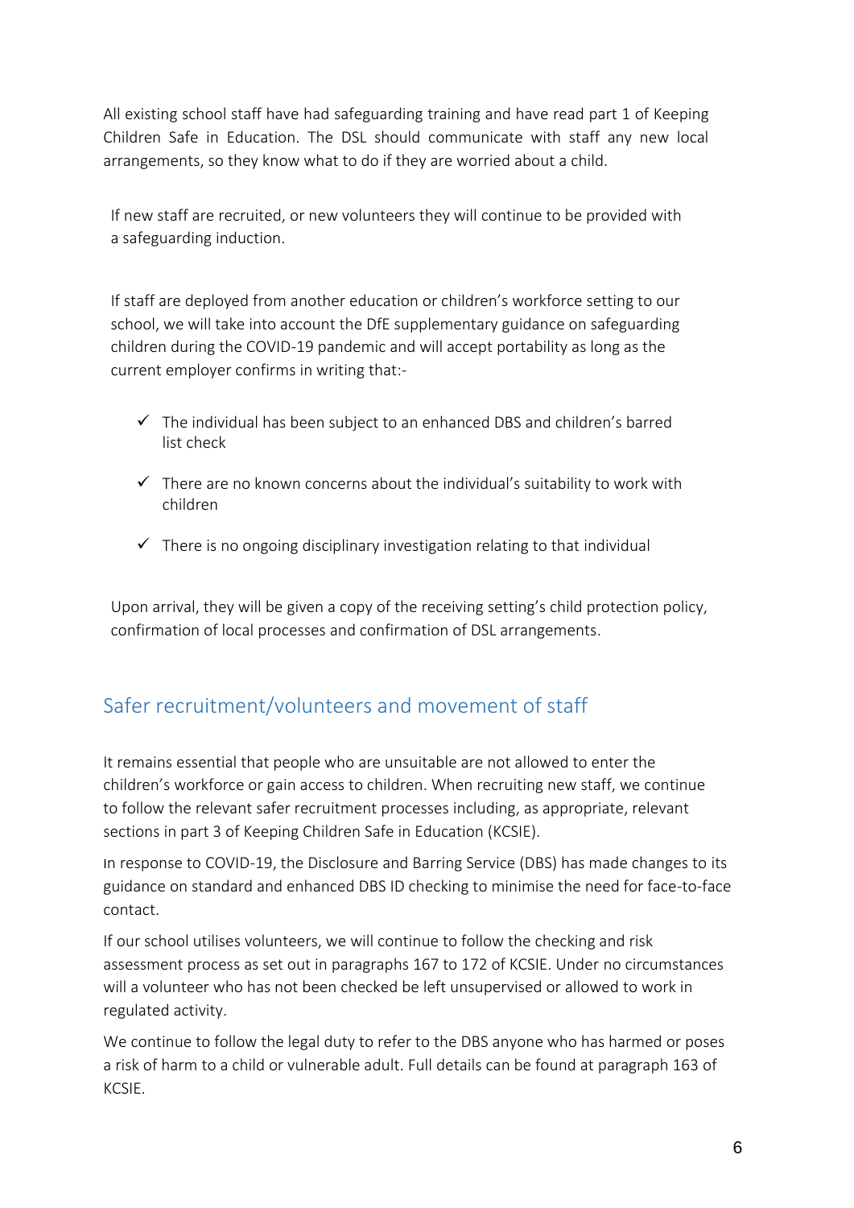All existing school staff have had safeguarding training and have read part 1 of Keeping Children Safe in Education. The DSL should communicate with staff any new local arrangements, so they know what to do if they are worried about a child.

If new staff are recruited, or new volunteers they will continue to be provided with a safeguarding induction.

If staff are deployed from another education or children's workforce setting to our school, we will take into account the DfE supplementary guidance on safeguarding children during the COVID-19 pandemic and will accept portability as long as the current employer confirms in writing that:-

- ✓ The individual has been subject to an enhanced DBS and children's barred list check
- ✓ There are no known concerns about the individual's suitability to work with children
- ✓ There is no ongoing disciplinary investigation relating to that individual

Upon arrival, they will be given a copy of the receiving setting's child protection policy, confirmation of local processes and confirmation of DSL arrangements.

## Safer recruitment/volunteers and movement of staff

It remains essential that people who are unsuitable are not allowed to enter the children's workforce or gain access to children. When recruiting new staff, we continue to follow the relevant safer recruitment processes including, as appropriate, relevant sections in part 3 of Keeping Children Safe in Education (KCSIE).

In response to COVID-19, the Disclosure and Barring Service (DBS) has made changes to its guidance on standard and enhanced DBS ID checking to minimise the need for face-to-face contact.

If our school utilises volunteers, we will continue to follow the checking and risk assessment process as set out in paragraphs 167 to 172 of KCSIE. Under no circumstances will a volunteer who has not been checked be left unsupervised or allowed to work in regulated activity.

We continue to follow the legal duty to refer to the DBS anyone who has harmed or poses a risk of harm to a child or vulnerable adult. Full details can be found at paragraph 163 of KCSIE.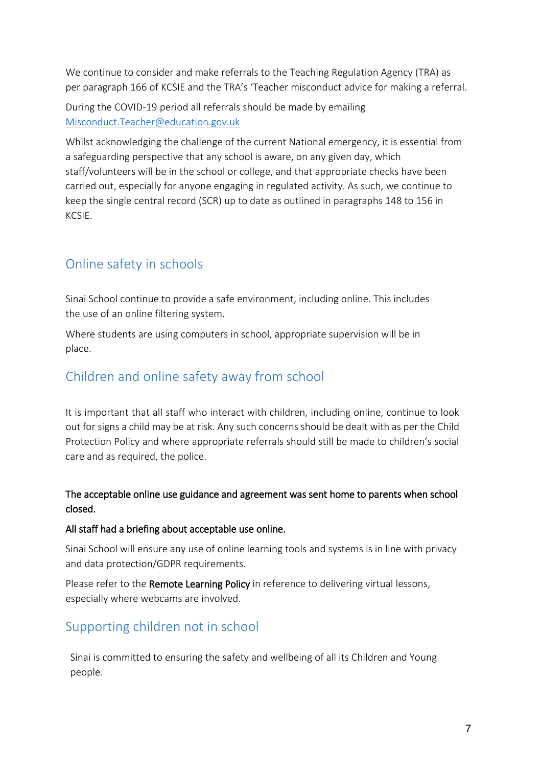We continue to consider and make referrals to the Teaching Regulation Agency (TRA) as per paragraph 166 of KCSIE and the TRA's 'Teacher misconduct advice for making a referral.

During the COVID-19 period all referrals should be made by emailing [Misconduct.Teacher@education.gov.uk](mailto:Misconduct.Teacher@education.gov.uk)

Whilst acknowledging the challenge of the current National emergency, it is essential from a safeguarding perspective that any school is aware, on any given day, which staff/volunteers will be in the school or college, and that appropriate checks have been carried out, especially for anyone engaging in regulated activity. As such, we continue to keep the single central record (SCR) up to date as outlined in paragraphs 148 to 156 in KCSIE.

## Online safety in schools

Sinai School continue to provide a safe environment, including online. This includes the use of an online filtering system.

Where students are using computers in school, appropriate supervision will be in place.

## Children and online safety away from school

It is important that all staff who interact with children, including online, continue to look out for signs a child may be at risk. Any such concerns should be dealt with as per the Child Protection Policy and where appropriate referrals should still be made to children's social care and as required, the police.

**The acceptable online use guidance and agreement was sent home to parents when school closed.**

**All staff had a briefing about acceptable use online.**

Sinai School will ensure any use of online learning tools and systems is in line with privacy and data protection/GDPR requirements.

Please refer to the **Remote Learning Policy** in reference to delivering virtual lessons, especially where webcams are involved.

## Supporting children not in school

Sinai is committed to ensuring the safety and wellbeing of all its Children and Young people.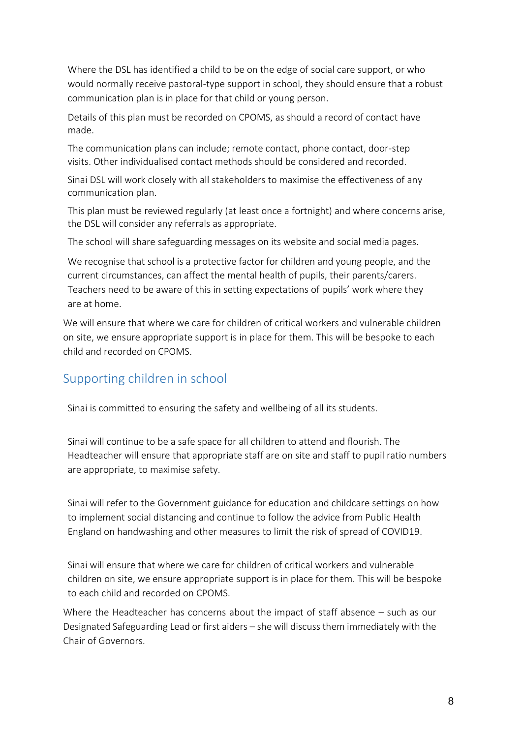Where the DSL has identified a child to be on the edge of social care support, or who would normally receive pastoral-type support in school, they should ensure that a robust communication plan is in place for that child or young person.

Details of this plan must be recorded on CPOMS, as should a record of contact have made.

The communication plans can include; remote contact, phone contact, door-step visits. Other individualised contact methods should be considered and recorded.

Sinai DSL will work closely with all stakeholders to maximise the effectiveness of any communication plan.

This plan must be reviewed regularly (at least once a fortnight) and where concerns arise, the DSL will consider any referrals as appropriate.

The school will share safeguarding messages on its website and social media pages.

We recognise that school is a protective factor for children and young people, and the current circumstances, can affect the mental health of pupils, their parents/carers. Teachers need to be aware of this in setting expectations of pupils' work where they are at home.

We will ensure that where we care for children of critical workers and vulnerable children on site, we ensure appropriate support is in place for them. This will be bespoke to each child and recorded on CPOMS.

## Supporting children in school

Sinai is committed to ensuring the safety and wellbeing of all its students.

Sinai will continue to be a safe space for all children to attend and flourish. The Headteacher will ensure that appropriate staff are on site and staff to pupil ratio numbers are appropriate, to maximise safety.

Sinai will refer to the Government guidance for education and childcare settings on how to implement social distancing and continue to follow the advice from Public Health England on handwashing and other measures to limit the risk of spread of COVID19.

Sinai will ensure that where we care for children of critical workers and vulnerable children on site, we ensure appropriate support is in place for them. This will be bespoke to each child and recorded on CPOMS.

Where the Headteacher has concerns about the impact of staff absence – such as our Designated Safeguarding Lead or first aiders – she will discuss them immediately with the Chair of Governors.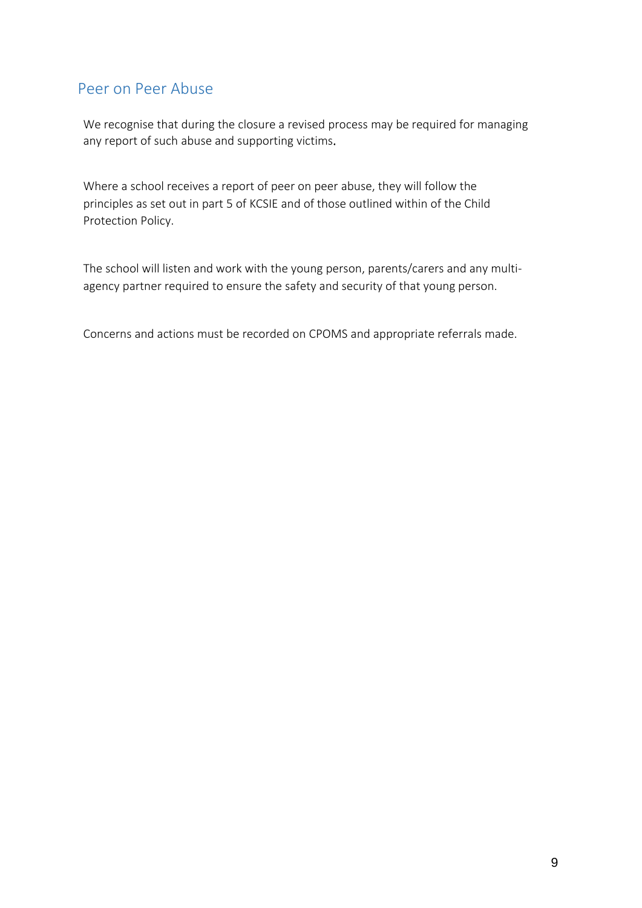## Peer on Peer Abuse

We recognise that during the closure a revised process may be required for managing any report of such abuse and supporting victims.

Where a school receives a report of peer on peer abuse, they will follow the principles as set out in part 5 of KCSIE and of those outlined within of the Child Protection Policy.

The school will listen and work with the young person, parents/carers and any multi-agency partner required to ensure the safety and security of that young person.

Concerns and actions must be recorded on CPOMS and appropriate referrals made.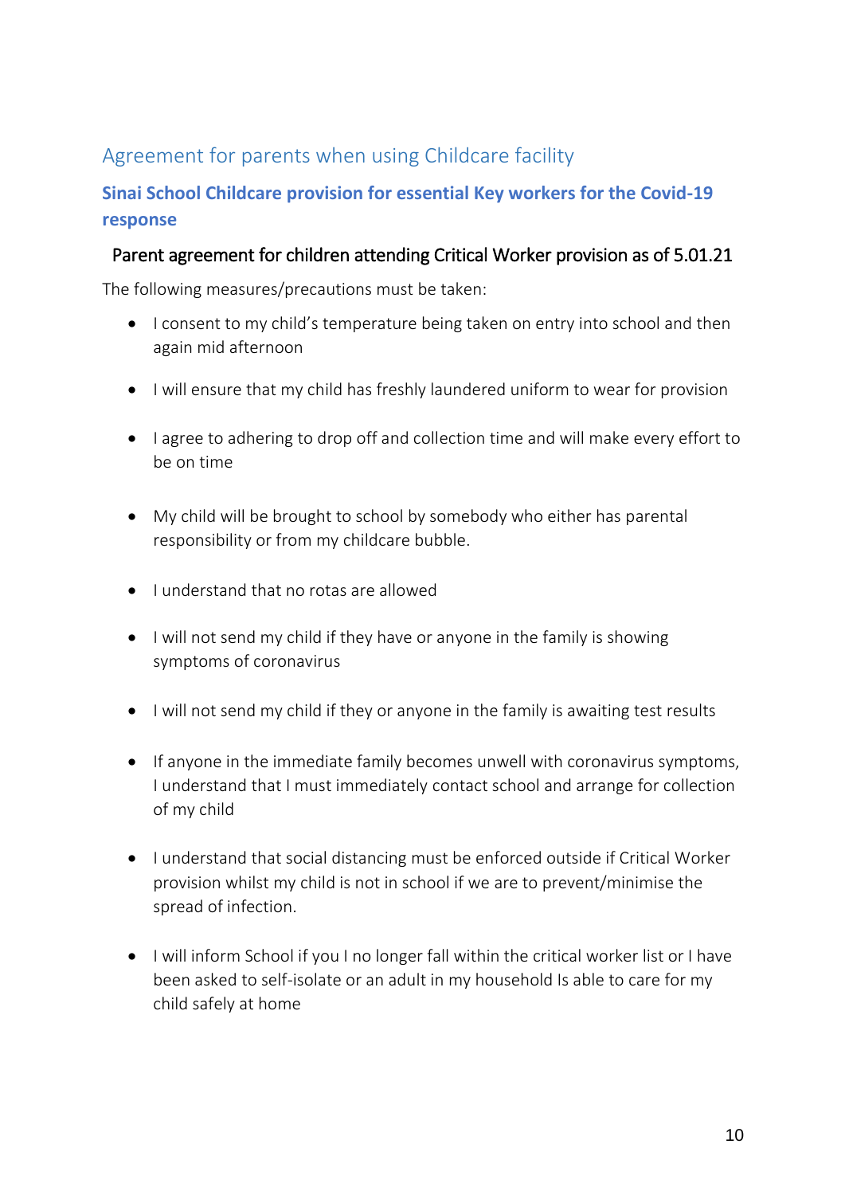## Agreement for parents when using Childcare facility

### Sinai School Childcare provision for essential Key workers for the Covid-19 response

**Parent agreement for children attending Critical Worker provision as of 5.01.21**

The following measures/precautions must be taken:

- I consent to my child's temperature being taken on entry into school and then again mid afternoon
- I will ensure that my child has freshly laundered uniform to wear for provision
- I agree to adhering to drop off and collection time and will make every effort to be on time
- My child will be brought to school by somebody who either has parental responsibility or from my childcare bubble.
- I understand that no rotas are allowed
- I will not send my child if they have or anyone in the family is showing symptoms of coronavirus
- I will not send my child if they or anyone in the family is awaiting test results
- If anyone in the immediate family becomes unwell with coronavirus symptoms, I understand that I must immediately contact school and arrange for collection of my child
- I understand that social distancing must be enforced outside if Critical Worker provision whilst my child is not in school if we are to prevent/minimise the spread of infection.
- I will inform School if you I no longer fall within the critical worker list or I have been asked to self-isolate or an adult in my household Is able to care for my child safely at home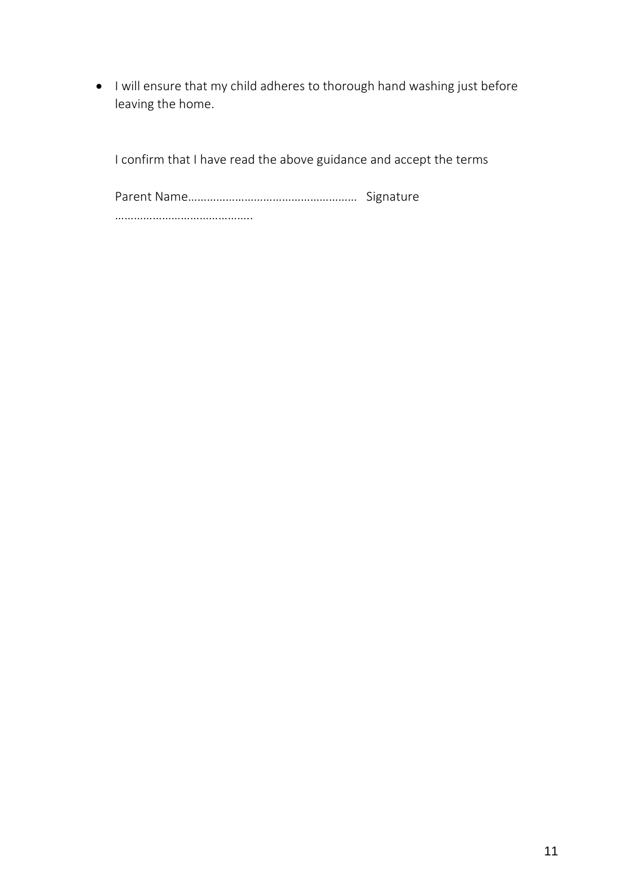- I will ensure that my child adheres to thorough hand washing just before leaving the home.

I confirm that I have read the above guidance and accept the terms

Parent Name……………………………………………… Signature ……………………………………..